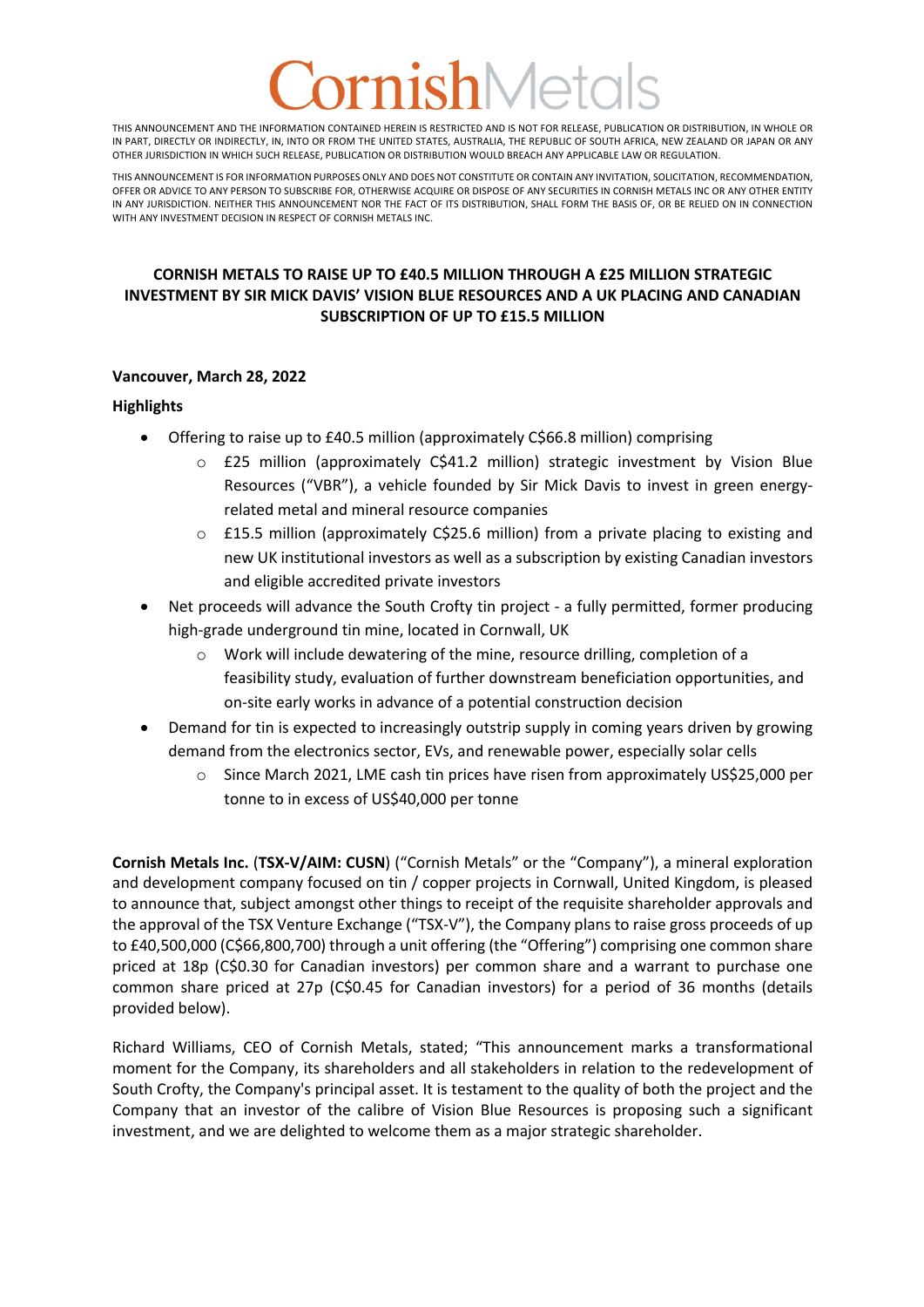# CornishMetals

THIS ANNOUNCEMENT AND THE INFORMATION CONTAINED HEREIN IS RESTRICTED AND IS NOT FOR RELEASE, PUBLICATION OR DISTRIBUTION, IN WHOLE OR IN PART, DIRECTLY OR INDIRECTLY, IN, INTO OR FROM THE UNITED STATES, AUSTRALIA, THE REPUBLIC OF SOUTH AFRICA, NEW ZEALAND OR JAPAN OR ANY OTHER JURISDICTION IN WHICH SUCH RELEASE, PUBLICATION OR DISTRIBUTION WOULD BREACH ANY APPLICABLE LAW OR REGULATION.

THIS ANNOUNCEMENT IS FOR INFORMATION PURPOSES ONLY AND DOES NOT CONSTITUTE OR CONTAIN ANY INVITATION, SOLICITATION, RECOMMENDATION, OFFER OR ADVICE TO ANY PERSON TO SUBSCRIBE FOR, OTHERWISE ACQUIRE OR DISPOSE OF ANY SECURITIES IN CORNISH METALS INC OR ANY OTHER ENTITY IN ANY JURISDICTION. NEITHER THIS ANNOUNCEMENT NOR THE FACT OF ITS DISTRIBUTION, SHALL FORM THE BASIS OF, OR BE RELIED ON IN CONNECTION WITH ANY INVESTMENT DECISION IN RESPECT OF CORNISH METALS INC.

## CORNISH METALS TO RAISE UP TO £40.5 MILLION THROUGH A £25 MILLION STRATEGIC INVESTMENT BY SIR MICK DAVIS' VISION BLUE RESOURCES AND A UK PLACING AND CANADIAN SUBSCRIPTION OF UP TO £15.5 MILLION

**Vancouver, March 28, 2022**

**Highlights**

- Offering to raise up to £40.5 million (approximately C$66.8 million) comprising
  - £25 million (approximately C$41.2 million) strategic investment by Vision Blue Resources ("VBR"), a vehicle founded by Sir Mick Davis to invest in green energy-related metal and mineral resource companies
  - £15.5 million (approximately C$25.6 million) from a private placing to existing and new UK institutional investors as well as a subscription by existing Canadian investors and eligible accredited private investors
- Net proceeds will advance the South Crofty tin project - a fully permitted, former producing high-grade underground tin mine, located in Cornwall, UK
  - Work will include dewatering of the mine, resource drilling, completion of a feasibility study, evaluation of further downstream beneficiation opportunities, and on-site early works in advance of a potential construction decision
- Demand for tin is expected to increasingly outstrip supply in coming years driven by growing demand from the electronics sector, EVs, and renewable power, especially solar cells
  - Since March 2021, LME cash tin prices have risen from approximately US$25,000 per tonne to in excess of US$40,000 per tonne

**Cornish Metals Inc.** (**TSX-V/AIM: CUSN**) ("Cornish Metals" or the "Company"), a mineral exploration and development company focused on tin / copper projects in Cornwall, United Kingdom, is pleased to announce that, subject amongst other things to receipt of the requisite shareholder approvals and the approval of the TSX Venture Exchange ("TSX-V"), the Company plans to raise gross proceeds of up to £40,500,000 (C$66,800,700) through a unit offering (the "Offering") comprising one common share priced at 18p (C$0.30 for Canadian investors) per common share and a warrant to purchase one common share priced at 27p (C$0.45 for Canadian investors) for a period of 36 months (details provided below).

Richard Williams, CEO of Cornish Metals, stated; "This announcement marks a transformational moment for the Company, its shareholders and all stakeholders in relation to the redevelopment of South Crofty, the Company's principal asset. It is testament to the quality of both the project and the Company that an investor of the calibre of Vision Blue Resources is proposing such a significant investment, and we are delighted to welcome them as a major strategic shareholder.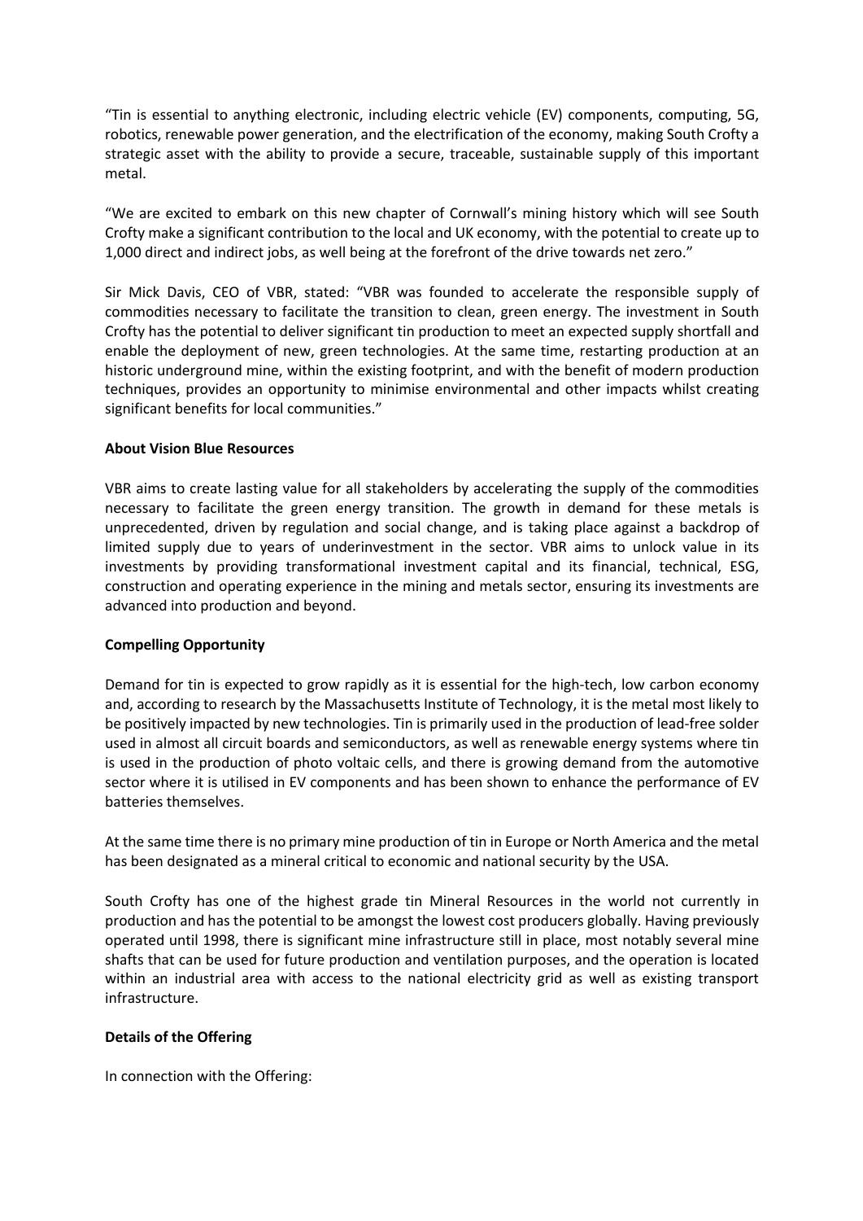"Tin is essential to anything electronic, including electric vehicle (EV) components, computing, 5G, robotics, renewable power generation, and the electrification of the economy, making South Crofty a strategic asset with the ability to provide a secure, traceable, sustainable supply of this important metal.

"We are excited to embark on this new chapter of Cornwall's mining history which will see South Crofty make a significant contribution to the local and UK economy, with the potential to create up to 1,000 direct and indirect jobs, as well being at the forefront of the drive towards net zero."

Sir Mick Davis, CEO of VBR, stated: "VBR was founded to accelerate the responsible supply of commodities necessary to facilitate the transition to clean, green energy. The investment in South Crofty has the potential to deliver significant tin production to meet an expected supply shortfall and enable the deployment of new, green technologies. At the same time, restarting production at an historic underground mine, within the existing footprint, and with the benefit of modern production techniques, provides an opportunity to minimise environmental and other impacts whilst creating significant benefits for local communities."

**About Vision Blue Resources**

VBR aims to create lasting value for all stakeholders by accelerating the supply of the commodities necessary to facilitate the green energy transition. The growth in demand for these metals is unprecedented, driven by regulation and social change, and is taking place against a backdrop of limited supply due to years of underinvestment in the sector. VBR aims to unlock value in its investments by providing transformational investment capital and its financial, technical, ESG, construction and operating experience in the mining and metals sector, ensuring its investments are advanced into production and beyond.

**Compelling Opportunity**

Demand for tin is expected to grow rapidly as it is essential for the high-tech, low carbon economy and, according to research by the Massachusetts Institute of Technology, it is the metal most likely to be positively impacted by new technologies. Tin is primarily used in the production of lead-free solder used in almost all circuit boards and semiconductors, as well as renewable energy systems where tin is used in the production of photo voltaic cells, and there is growing demand from the automotive sector where it is utilised in EV components and has been shown to enhance the performance of EV batteries themselves.

At the same time there is no primary mine production of tin in Europe or North America and the metal has been designated as a mineral critical to economic and national security by the USA.

South Crofty has one of the highest grade tin Mineral Resources in the world not currently in production and has the potential to be amongst the lowest cost producers globally. Having previously operated until 1998, there is significant mine infrastructure still in place, most notably several mine shafts that can be used for future production and ventilation purposes, and the operation is located within an industrial area with access to the national electricity grid as well as existing transport infrastructure.

**Details of the Offering**

In connection with the Offering: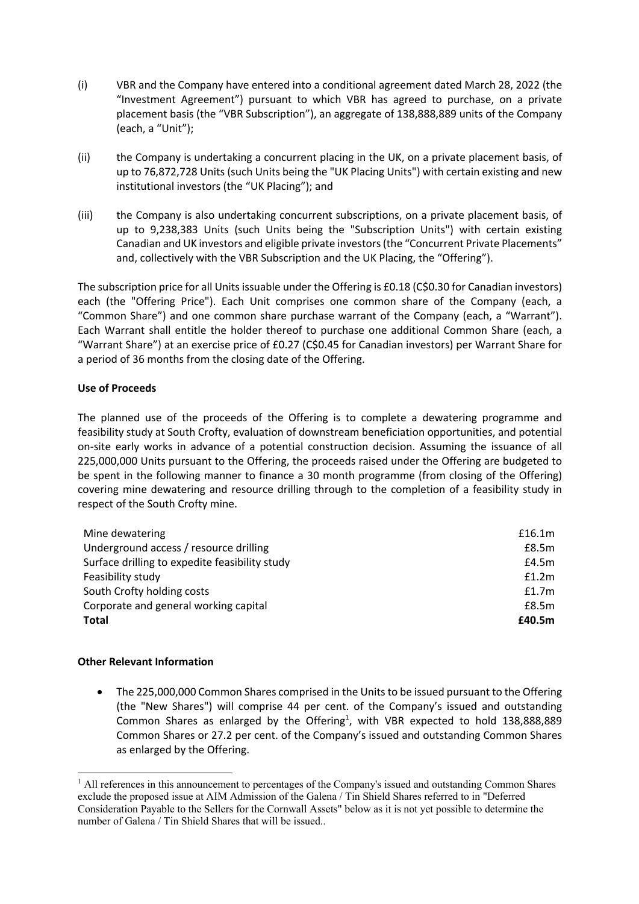(i) VBR and the Company have entered into a conditional agreement dated March 28, 2022 (the "Investment Agreement") pursuant to which VBR has agreed to purchase, on a private placement basis (the "VBR Subscription"), an aggregate of 138,888,889 units of the Company (each, a "Unit");

(ii) the Company is undertaking a concurrent placing in the UK, on a private placement basis, of up to 76,872,728 Units (such Units being the "UK Placing Units") with certain existing and new institutional investors (the "UK Placing"); and

(iii) the Company is also undertaking concurrent subscriptions, on a private placement basis, of up to 9,238,383 Units (such Units being the "Subscription Units") with certain existing Canadian and UK investors and eligible private investors (the "Concurrent Private Placements" and, collectively with the VBR Subscription and the UK Placing, the "Offering").

The subscription price for all Units issuable under the Offering is £0.18 (C$0.30 for Canadian investors) each (the "Offering Price"). Each Unit comprises one common share of the Company (each, a "Common Share") and one common share purchase warrant of the Company (each, a "Warrant"). Each Warrant shall entitle the holder thereof to purchase one additional Common Share (each, a "Warrant Share") at an exercise price of £0.27 (C$0.45 for Canadian investors) per Warrant Share for a period of 36 months from the closing date of the Offering.

**Use of Proceeds**

The planned use of the proceeds of the Offering is to complete a dewatering programme and feasibility study at South Crofty, evaluation of downstream beneficiation opportunities, and potential on-site early works in advance of a potential construction decision. Assuming the issuance of all 225,000,000 Units pursuant to the Offering, the proceeds raised under the Offering are budgeted to be spent in the following manner to finance a 30 month programme (from closing of the Offering) covering mine dewatering and resource drilling through to the completion of a feasibility study in respect of the South Crofty mine.

| | |
|---|---|
| Mine dewatering | £16.1m |
| Underground access / resource drilling | £8.5m |
| Surface drilling to expedite feasibility study | £4.5m |
| Feasibility study | £1.2m |
| South Crofty holding costs | £1.7m |
| Corporate and general working capital | £8.5m |
| **Total** | **£40.5m** |

**Other Relevant Information**

- The 225,000,000 Common Shares comprised in the Units to be issued pursuant to the Offering (the "New Shares") will comprise 44 per cent. of the Company's issued and outstanding Common Shares as enlarged by the Offering[1], with VBR expected to hold 138,888,889 Common Shares or 27.2 per cent. of the Company's issued and outstanding Common Shares as enlarged by the Offering.

[1] All references in this announcement to percentages of the Company's issued and outstanding Common Shares exclude the proposed issue at AIM Admission of the Galena / Tin Shield Shares referred to in "Deferred Consideration Payable to the Sellers for the Cornwall Assets" below as it is not yet possible to determine the number of Galena / Tin Shield Shares that will be issued..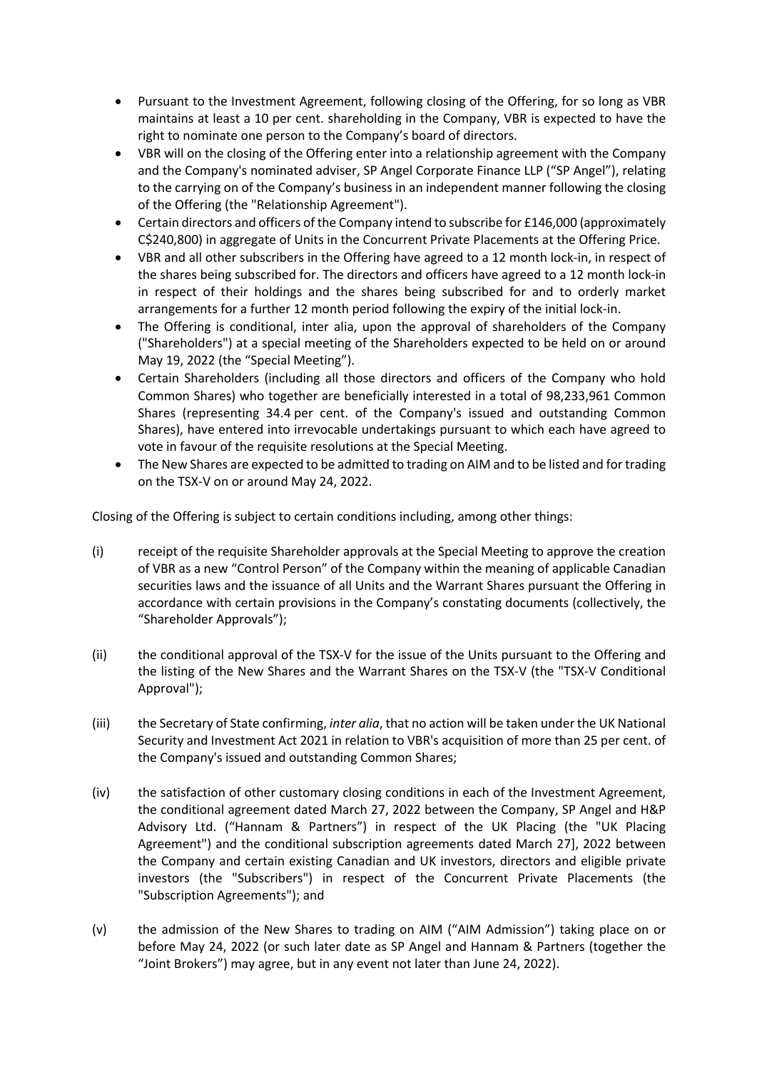- Pursuant to the Investment Agreement, following closing of the Offering, for so long as VBR maintains at least a 10 per cent. shareholding in the Company, VBR is expected to have the right to nominate one person to the Company's board of directors.
- VBR will on the closing of the Offering enter into a relationship agreement with the Company and the Company's nominated adviser, SP Angel Corporate Finance LLP ("SP Angel"), relating to the carrying on of the Company's business in an independent manner following the closing of the Offering (the "Relationship Agreement").
- Certain directors and officers of the Company intend to subscribe for £146,000 (approximately C$240,800) in aggregate of Units in the Concurrent Private Placements at the Offering Price.
- VBR and all other subscribers in the Offering have agreed to a 12 month lock-in, in respect of the shares being subscribed for. The directors and officers have agreed to a 12 month lock-in in respect of their holdings and the shares being subscribed for and to orderly market arrangements for a further 12 month period following the expiry of the initial lock-in.
- The Offering is conditional, inter alia, upon the approval of shareholders of the Company ("Shareholders") at a special meeting of the Shareholders expected to be held on or around May 19, 2022 (the "Special Meeting").
- Certain Shareholders (including all those directors and officers of the Company who hold Common Shares) who together are beneficially interested in a total of 98,233,961 Common Shares (representing 34.4 per cent. of the Company's issued and outstanding Common Shares), have entered into irrevocable undertakings pursuant to which each have agreed to vote in favour of the requisite resolutions at the Special Meeting.
- The New Shares are expected to be admitted to trading on AIM and to be listed and for trading on the TSX-V on or around May 24, 2022.

Closing of the Offering is subject to certain conditions including, among other things:

(i) receipt of the requisite Shareholder approvals at the Special Meeting to approve the creation of VBR as a new "Control Person" of the Company within the meaning of applicable Canadian securities laws and the issuance of all Units and the Warrant Shares pursuant the Offering in accordance with certain provisions in the Company's constating documents (collectively, the "Shareholder Approvals");

(ii) the conditional approval of the TSX-V for the issue of the Units pursuant to the Offering and the listing of the New Shares and the Warrant Shares on the TSX-V (the "TSX-V Conditional Approval");

(iii) the Secretary of State confirming, *inter alia*, that no action will be taken under the UK National Security and Investment Act 2021 in relation to VBR's acquisition of more than 25 per cent. of the Company's issued and outstanding Common Shares;

(iv) the satisfaction of other customary closing conditions in each of the Investment Agreement, the conditional agreement dated March 27, 2022 between the Company, SP Angel and H&P Advisory Ltd. ("Hannam & Partners") in respect of the UK Placing (the "UK Placing Agreement") and the conditional subscription agreements dated March 27], 2022 between the Company and certain existing Canadian and UK investors, directors and eligible private investors (the "Subscribers") in respect of the Concurrent Private Placements (the "Subscription Agreements"); and

(v) the admission of the New Shares to trading on AIM ("AIM Admission") taking place on or before May 24, 2022 (or such later date as SP Angel and Hannam & Partners (together the "Joint Brokers") may agree, but in any event not later than June 24, 2022).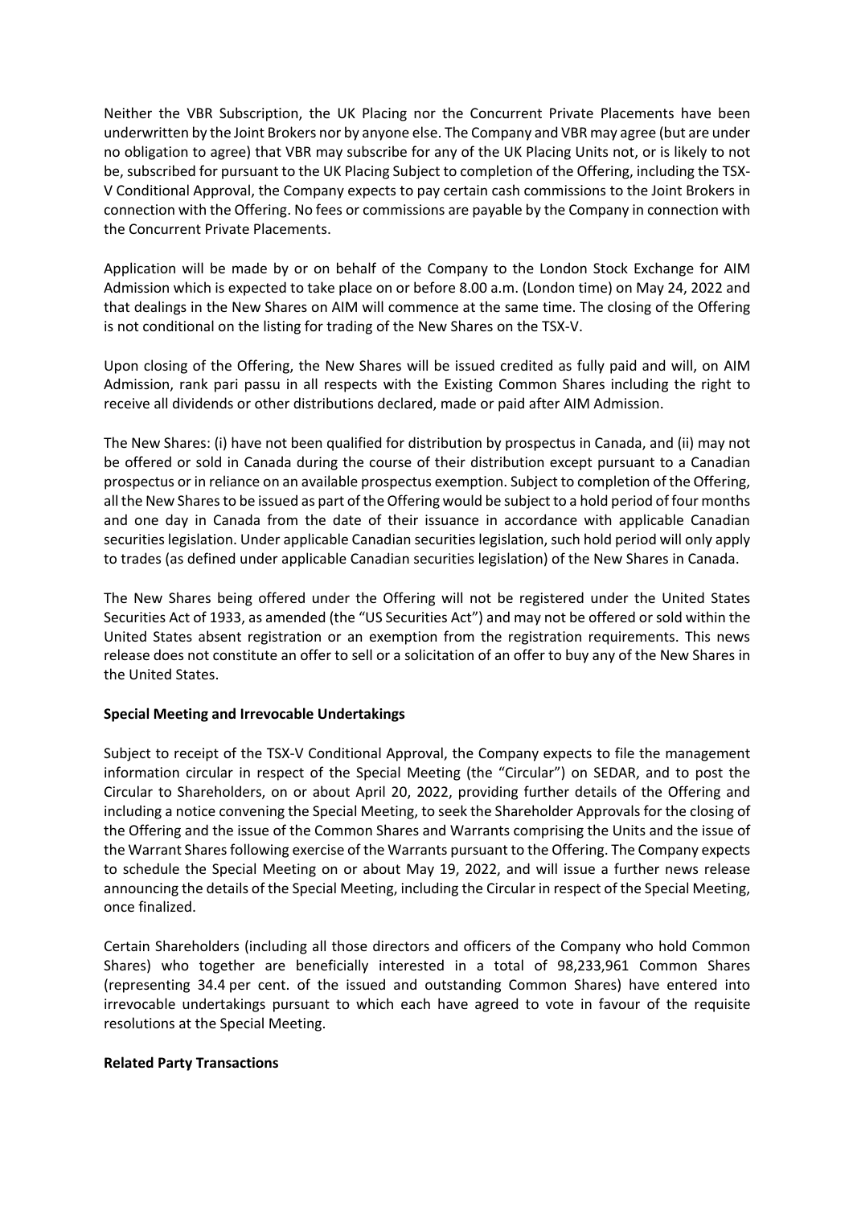Neither the VBR Subscription, the UK Placing nor the Concurrent Private Placements have been underwritten by the Joint Brokers nor by anyone else. The Company and VBR may agree (but are under no obligation to agree) that VBR may subscribe for any of the UK Placing Units not, or is likely to not be, subscribed for pursuant to the UK Placing Subject to completion of the Offering, including the TSX-V Conditional Approval, the Company expects to pay certain cash commissions to the Joint Brokers in connection with the Offering. No fees or commissions are payable by the Company in connection with the Concurrent Private Placements.

Application will be made by or on behalf of the Company to the London Stock Exchange for AIM Admission which is expected to take place on or before 8.00 a.m. (London time) on May 24, 2022 and that dealings in the New Shares on AIM will commence at the same time. The closing of the Offering is not conditional on the listing for trading of the New Shares on the TSX-V.

Upon closing of the Offering, the New Shares will be issued credited as fully paid and will, on AIM Admission, rank pari passu in all respects with the Existing Common Shares including the right to receive all dividends or other distributions declared, made or paid after AIM Admission.

The New Shares: (i) have not been qualified for distribution by prospectus in Canada, and (ii) may not be offered or sold in Canada during the course of their distribution except pursuant to a Canadian prospectus or in reliance on an available prospectus exemption. Subject to completion of the Offering, all the New Shares to be issued as part of the Offering would be subject to a hold period of four months and one day in Canada from the date of their issuance in accordance with applicable Canadian securities legislation. Under applicable Canadian securities legislation, such hold period will only apply to trades (as defined under applicable Canadian securities legislation) of the New Shares in Canada.

The New Shares being offered under the Offering will not be registered under the United States Securities Act of 1933, as amended (the "US Securities Act") and may not be offered or sold within the United States absent registration or an exemption from the registration requirements. This news release does not constitute an offer to sell or a solicitation of an offer to buy any of the New Shares in the United States.

**Special Meeting and Irrevocable Undertakings**

Subject to receipt of the TSX-V Conditional Approval, the Company expects to file the management information circular in respect of the Special Meeting (the "Circular") on SEDAR, and to post the Circular to Shareholders, on or about April 20, 2022, providing further details of the Offering and including a notice convening the Special Meeting, to seek the Shareholder Approvals for the closing of the Offering and the issue of the Common Shares and Warrants comprising the Units and the issue of the Warrant Shares following exercise of the Warrants pursuant to the Offering. The Company expects to schedule the Special Meeting on or about May 19, 2022, and will issue a further news release announcing the details of the Special Meeting, including the Circular in respect of the Special Meeting, once finalized.

Certain Shareholders (including all those directors and officers of the Company who hold Common Shares) who together are beneficially interested in a total of 98,233,961 Common Shares (representing 34.4 per cent. of the issued and outstanding Common Shares) have entered into irrevocable undertakings pursuant to which each have agreed to vote in favour of the requisite resolutions at the Special Meeting.

**Related Party Transactions**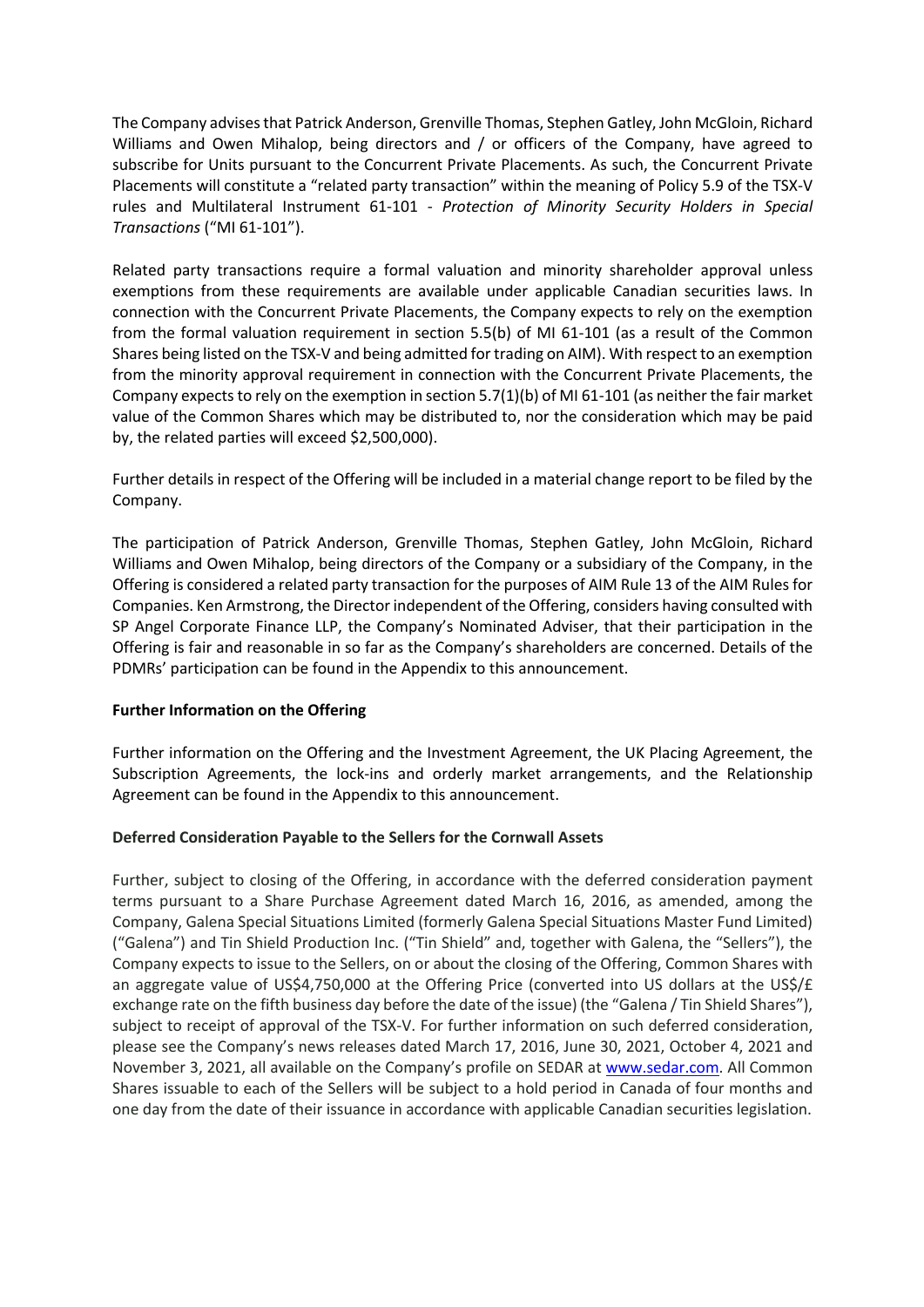The Company advises that Patrick Anderson, Grenville Thomas, Stephen Gatley, John McGloin, Richard Williams and Owen Mihalop, being directors and / or officers of the Company, have agreed to subscribe for Units pursuant to the Concurrent Private Placements. As such, the Concurrent Private Placements will constitute a "related party transaction" within the meaning of Policy 5.9 of the TSX-V rules and Multilateral Instrument 61-101 - *Protection of Minority Security Holders in Special Transactions* ("MI 61-101").

Related party transactions require a formal valuation and minority shareholder approval unless exemptions from these requirements are available under applicable Canadian securities laws. In connection with the Concurrent Private Placements, the Company expects to rely on the exemption from the formal valuation requirement in section 5.5(b) of MI 61-101 (as a result of the Common Shares being listed on the TSX-V and being admitted for trading on AIM). With respect to an exemption from the minority approval requirement in connection with the Concurrent Private Placements, the Company expects to rely on the exemption in section 5.7(1)(b) of MI 61-101 (as neither the fair market value of the Common Shares which may be distributed to, nor the consideration which may be paid by, the related parties will exceed $2,500,000).

Further details in respect of the Offering will be included in a material change report to be filed by the Company.

The participation of Patrick Anderson, Grenville Thomas, Stephen Gatley, John McGloin, Richard Williams and Owen Mihalop, being directors of the Company or a subsidiary of the Company, in the Offering is considered a related party transaction for the purposes of AIM Rule 13 of the AIM Rules for Companies. Ken Armstrong, the Director independent of the Offering, considers having consulted with SP Angel Corporate Finance LLP, the Company's Nominated Adviser, that their participation in the Offering is fair and reasonable in so far as the Company's shareholders are concerned. Details of the PDMRs' participation can be found in the Appendix to this announcement.

**Further Information on the Offering**

Further information on the Offering and the Investment Agreement, the UK Placing Agreement, the Subscription Agreements, the lock-ins and orderly market arrangements, and the Relationship Agreement can be found in the Appendix to this announcement.

**Deferred Consideration Payable to the Sellers for the Cornwall Assets**

Further, subject to closing of the Offering, in accordance with the deferred consideration payment terms pursuant to a Share Purchase Agreement dated March 16, 2016, as amended, among the Company, Galena Special Situations Limited (formerly Galena Special Situations Master Fund Limited) ("Galena") and Tin Shield Production Inc. ("Tin Shield" and, together with Galena, the "Sellers"), the Company expects to issue to the Sellers, on or about the closing of the Offering, Common Shares with an aggregate value of US$4,750,000 at the Offering Price (converted into US dollars at the US$/£ exchange rate on the fifth business day before the date of the issue) (the "Galena / Tin Shield Shares"), subject to receipt of approval of the TSX-V. For further information on such deferred consideration, please see the Company's news releases dated March 17, 2016, June 30, 2021, October 4, 2021 and November 3, 2021, all available on the Company's profile on SEDAR at www.sedar.com. All Common Shares issuable to each of the Sellers will be subject to a hold period in Canada of four months and one day from the date of their issuance in accordance with applicable Canadian securities legislation.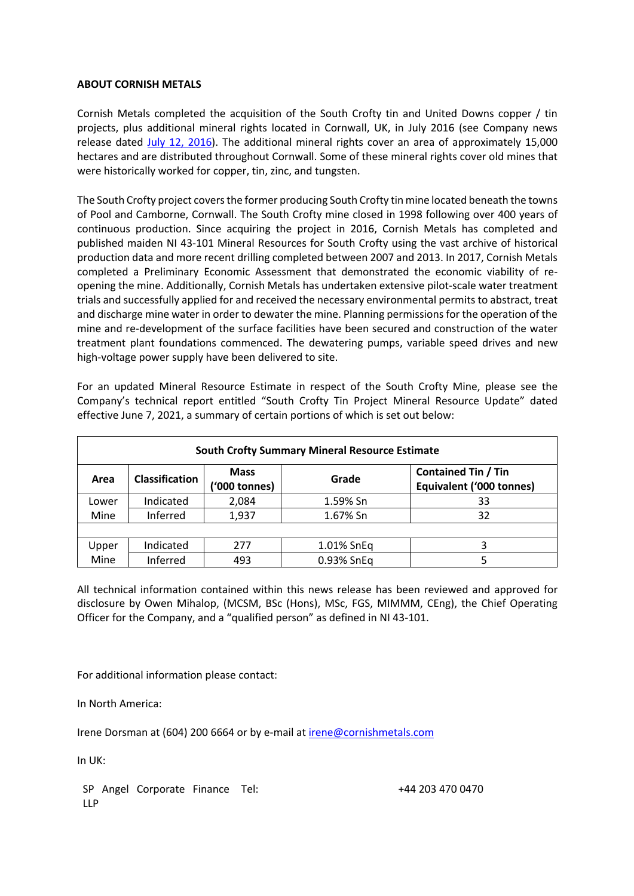**ABOUT CORNISH METALS**

Cornish Metals completed the acquisition of the South Crofty tin and United Downs copper / tin projects, plus additional mineral rights located in Cornwall, UK, in July 2016 (see Company news release dated July 12, 2016). The additional mineral rights cover an area of approximately 15,000 hectares and are distributed throughout Cornwall. Some of these mineral rights cover old mines that were historically worked for copper, tin, zinc, and tungsten.

The South Crofty project covers the former producing South Crofty tin mine located beneath the towns of Pool and Camborne, Cornwall. The South Crofty mine closed in 1998 following over 400 years of continuous production. Since acquiring the project in 2016, Cornish Metals has completed and published maiden NI 43-101 Mineral Resources for South Crofty using the vast archive of historical production data and more recent drilling completed between 2007 and 2013. In 2017, Cornish Metals completed a Preliminary Economic Assessment that demonstrated the economic viability of re-opening the mine. Additionally, Cornish Metals has undertaken extensive pilot-scale water treatment trials and successfully applied for and received the necessary environmental permits to abstract, treat and discharge mine water in order to dewater the mine. Planning permissions for the operation of the mine and re-development of the surface facilities have been secured and construction of the water treatment plant foundations commenced. The dewatering pumps, variable speed drives and new high-voltage power supply have been delivered to site.

For an updated Mineral Resource Estimate in respect of the South Crofty Mine, please see the Company's technical report entitled "South Crofty Tin Project Mineral Resource Update" dated effective June 7, 2021, a summary of certain portions of which is set out below:

| South Crofty Summary Mineral Resource Estimate | | | | |
|---|---|---|---|---|
| **Area** | **Classification** | **Mass ('000 tonnes)** | **Grade** | **Contained Tin / Tin Equivalent ('000 tonnes)** |
| Lower Mine | Indicated | 2,084 | 1.59% Sn | 33 |
| | Inferred | 1,937 | 1.67% Sn | 32 |
| | | | | |
| Upper Mine | Indicated | 277 | 1.01% SnEq | 3 |
| | Inferred | 493 | 0.93% SnEq | 5 |

All technical information contained within this news release has been reviewed and approved for disclosure by Owen Mihalop, (MCSM, BSc (Hons), MSc, FGS, MIMMM, CEng), the Chief Operating Officer for the Company, and a "qualified person" as defined in NI 43-101.

For additional information please contact:

In North America:

Irene Dorsman at (604) 200 6664 or by e-mail at irene@cornishmetals.com

In UK:

| SP Angel Corporate Finance LLP | Tel: | +44 203 470 0470 |
|---|---|---|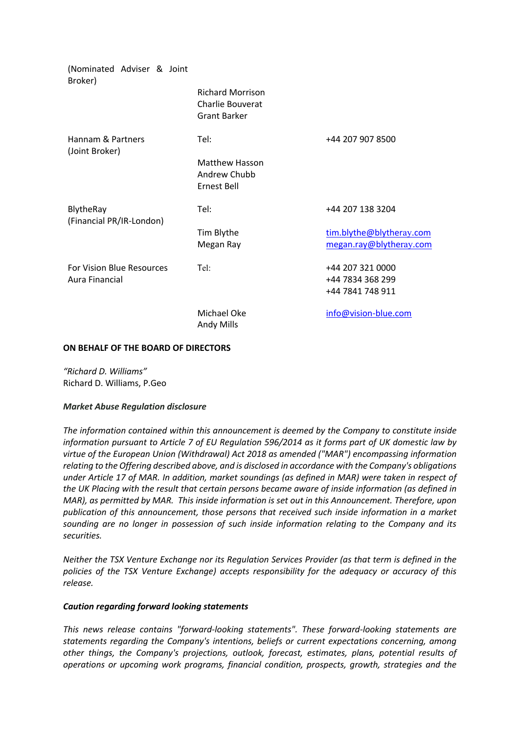| | | |
|---|---|---|
| (Nominated Adviser & Joint Broker) | | |
| | Richard Morrison<br>Charlie Bouverat<br>Grant Barker | |
| Hannam & Partners<br>(Joint Broker) | Tel: | +44 207 907 8500 |
| | Matthew Hasson<br>Andrew Chubb<br>Ernest Bell | |
| BlytheRay<br>(Financial PR/IR-London) | Tel: | +44 207 138 3204 |
| | Tim Blythe<br>Megan Ray | tim.blythe@blytheray.com<br>megan.ray@blytheray.com |
| For Vision Blue Resources<br>Aura Financial | Tel: | +44 207 321 0000<br>+44 7834 368 299<br>+44 7841 748 911 |
| | Michael Oke<br>Andy Mills | info@vision-blue.com |

**ON BEHALF OF THE BOARD OF DIRECTORS**

*"Richard D. Williams"*
Richard D. Williams, P.Geo

***Market Abuse Regulation disclosure***

*The information contained within this announcement is deemed by the Company to constitute inside information pursuant to Article 7 of EU Regulation 596/2014 as it forms part of UK domestic law by virtue of the European Union (Withdrawal) Act 2018 as amended ("MAR") encompassing information relating to the Offering described above, and is disclosed in accordance with the Company's obligations under Article 17 of MAR. In addition, market soundings (as defined in MAR) were taken in respect of the UK Placing with the result that certain persons became aware of inside information (as defined in MAR), as permitted by MAR. This inside information is set out in this Announcement. Therefore, upon publication of this announcement, those persons that received such inside information in a market sounding are no longer in possession of such inside information relating to the Company and its securities.*

*Neither the TSX Venture Exchange nor its Regulation Services Provider (as that term is defined in the policies of the TSX Venture Exchange) accepts responsibility for the adequacy or accuracy of this release.*

***Caution regarding forward looking statements***

*This news release contains "forward-looking statements". These forward-looking statements are statements regarding the Company's intentions, beliefs or current expectations concerning, among other things, the Company's projections, outlook, forecast, estimates, plans, potential results of operations or upcoming work programs, financial condition, prospects, growth, strategies and the*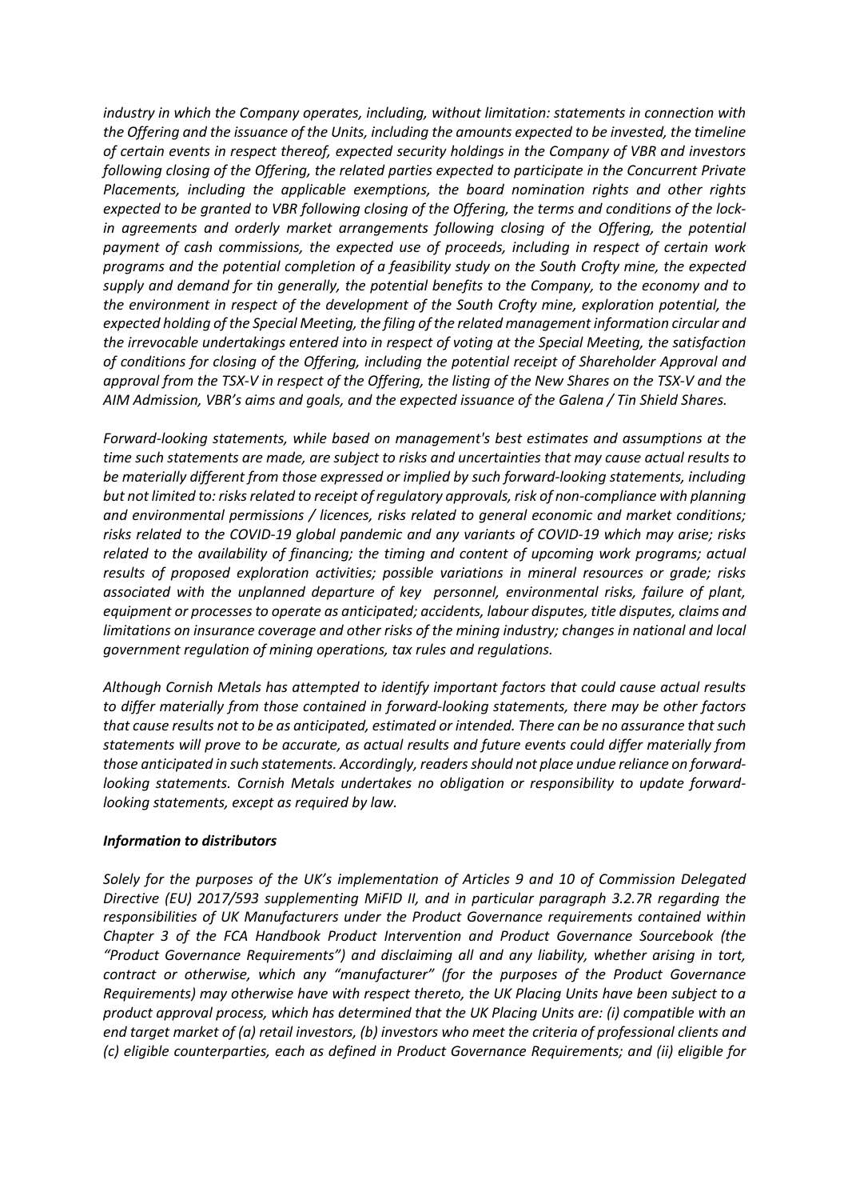*industry in which the Company operates, including, without limitation: statements in connection with the Offering and the issuance of the Units, including the amounts expected to be invested, the timeline of certain events in respect thereof, expected security holdings in the Company of VBR and investors following closing of the Offering, the related parties expected to participate in the Concurrent Private Placements, including the applicable exemptions, the board nomination rights and other rights expected to be granted to VBR following closing of the Offering, the terms and conditions of the lock-in agreements and orderly market arrangements following closing of the Offering, the potential payment of cash commissions, the expected use of proceeds, including in respect of certain work programs and the potential completion of a feasibility study on the South Crofty mine, the expected supply and demand for tin generally, the potential benefits to the Company, to the economy and to the environment in respect of the development of the South Crofty mine, exploration potential, the expected holding of the Special Meeting, the filing of the related management information circular and the irrevocable undertakings entered into in respect of voting at the Special Meeting, the satisfaction of conditions for closing of the Offering, including the potential receipt of Shareholder Approval and approval from the TSX-V in respect of the Offering, the listing of the New Shares on the TSX-V and the AIM Admission, VBR's aims and goals, and the expected issuance of the Galena / Tin Shield Shares.*

*Forward-looking statements, while based on management's best estimates and assumptions at the time such statements are made, are subject to risks and uncertainties that may cause actual results to be materially different from those expressed or implied by such forward-looking statements, including but not limited to: risks related to receipt of regulatory approvals, risk of non-compliance with planning and environmental permissions / licences, risks related to general economic and market conditions; risks related to the COVID-19 global pandemic and any variants of COVID-19 which may arise; risks related to the availability of financing; the timing and content of upcoming work programs; actual results of proposed exploration activities; possible variations in mineral resources or grade; risks associated with the unplanned departure of key personnel, environmental risks, failure of plant, equipment or processes to operate as anticipated; accidents, labour disputes, title disputes, claims and limitations on insurance coverage and other risks of the mining industry; changes in national and local government regulation of mining operations, tax rules and regulations.*

*Although Cornish Metals has attempted to identify important factors that could cause actual results to differ materially from those contained in forward-looking statements, there may be other factors that cause results not to be as anticipated, estimated or intended. There can be no assurance that such statements will prove to be accurate, as actual results and future events could differ materially from those anticipated in such statements. Accordingly, readers should not place undue reliance on forward-looking statements. Cornish Metals undertakes no obligation or responsibility to update forward-looking statements, except as required by law.*

***Information to distributors***

*Solely for the purposes of the UK's implementation of Articles 9 and 10 of Commission Delegated Directive (EU) 2017/593 supplementing MiFID II, and in particular paragraph 3.2.7R regarding the responsibilities of UK Manufacturers under the Product Governance requirements contained within Chapter 3 of the FCA Handbook Product Intervention and Product Governance Sourcebook (the "Product Governance Requirements") and disclaiming all and any liability, whether arising in tort, contract or otherwise, which any "manufacturer" (for the purposes of the Product Governance Requirements) may otherwise have with respect thereto, the UK Placing Units have been subject to a product approval process, which has determined that the UK Placing Units are: (i) compatible with an end target market of (a) retail investors, (b) investors who meet the criteria of professional clients and (c) eligible counterparties, each as defined in Product Governance Requirements; and (ii) eligible for*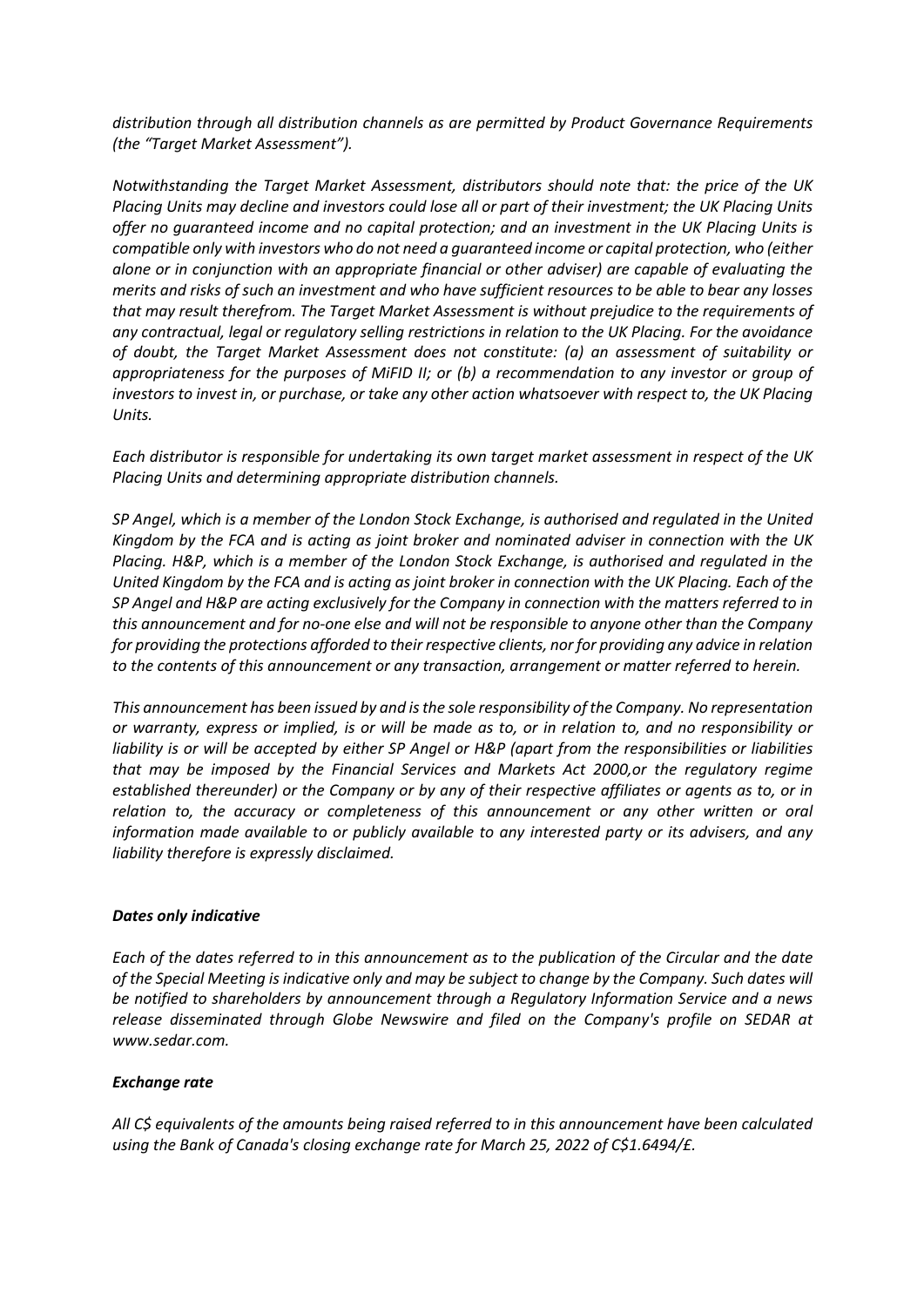*distribution through all distribution channels as are permitted by Product Governance Requirements (the "Target Market Assessment").*

*Notwithstanding the Target Market Assessment, distributors should note that: the price of the UK Placing Units may decline and investors could lose all or part of their investment; the UK Placing Units offer no guaranteed income and no capital protection; and an investment in the UK Placing Units is compatible only with investors who do not need a guaranteed income or capital protection, who (either alone or in conjunction with an appropriate financial or other adviser) are capable of evaluating the merits and risks of such an investment and who have sufficient resources to be able to bear any losses that may result therefrom. The Target Market Assessment is without prejudice to the requirements of any contractual, legal or regulatory selling restrictions in relation to the UK Placing. For the avoidance of doubt, the Target Market Assessment does not constitute: (a) an assessment of suitability or appropriateness for the purposes of MiFID II; or (b) a recommendation to any investor or group of investors to invest in, or purchase, or take any other action whatsoever with respect to, the UK Placing Units.*

*Each distributor is responsible for undertaking its own target market assessment in respect of the UK Placing Units and determining appropriate distribution channels.*

*SP Angel, which is a member of the London Stock Exchange, is authorised and regulated in the United Kingdom by the FCA and is acting as joint broker and nominated adviser in connection with the UK Placing. H&P, which is a member of the London Stock Exchange, is authorised and regulated in the United Kingdom by the FCA and is acting as joint broker in connection with the UK Placing. Each of the SP Angel and H&P are acting exclusively for the Company in connection with the matters referred to in this announcement and for no-one else and will not be responsible to anyone other than the Company for providing the protections afforded to their respective clients, nor for providing any advice in relation to the contents of this announcement or any transaction, arrangement or matter referred to herein.*

*This announcement has been issued by and is the sole responsibility of the Company. No representation or warranty, express or implied, is or will be made as to, or in relation to, and no responsibility or liability is or will be accepted by either SP Angel or H&P (apart from the responsibilities or liabilities that may be imposed by the Financial Services and Markets Act 2000,or the regulatory regime established thereunder) or the Company or by any of their respective affiliates or agents as to, or in relation to, the accuracy or completeness of this announcement or any other written or oral information made available to or publicly available to any interested party or its advisers, and any liability therefore is expressly disclaimed.*

***Dates only indicative***

*Each of the dates referred to in this announcement as to the publication of the Circular and the date of the Special Meeting is indicative only and may be subject to change by the Company. Such dates will be notified to shareholders by announcement through a Regulatory Information Service and a news release disseminated through Globe Newswire and filed on the Company's profile on SEDAR at www.sedar.com.*

***Exchange rate***

*All C$ equivalents of the amounts being raised referred to in this announcement have been calculated using the Bank of Canada's closing exchange rate for March 25, 2022 of C$1.6494/£.*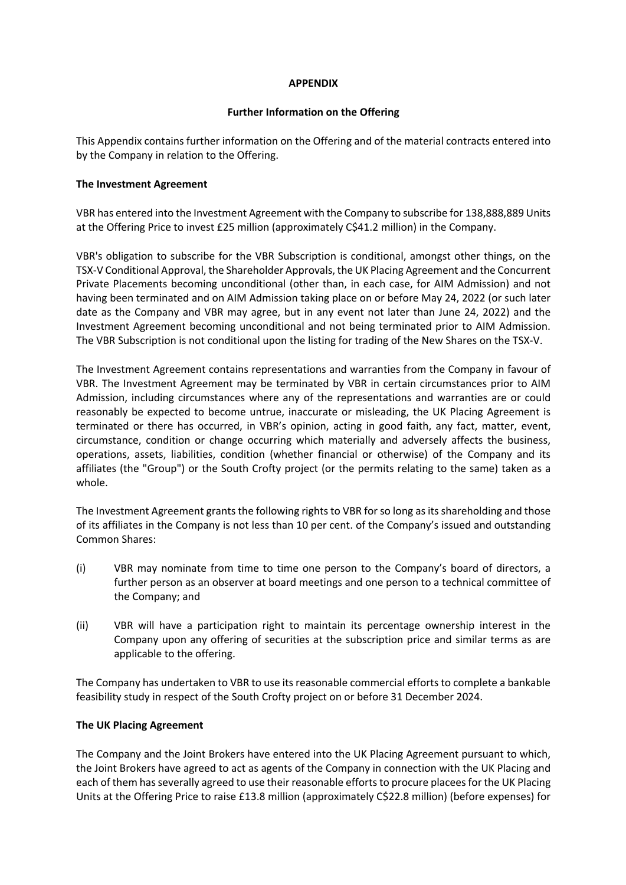## APPENDIX

### Further Information on the Offering

This Appendix contains further information on the Offering and of the material contracts entered into by the Company in relation to the Offering.

**The Investment Agreement**

VBR has entered into the Investment Agreement with the Company to subscribe for 138,888,889 Units at the Offering Price to invest £25 million (approximately C$41.2 million) in the Company.

VBR's obligation to subscribe for the VBR Subscription is conditional, amongst other things, on the TSX-V Conditional Approval, the Shareholder Approvals, the UK Placing Agreement and the Concurrent Private Placements becoming unconditional (other than, in each case, for AIM Admission) and not having been terminated and on AIM Admission taking place on or before May 24, 2022 (or such later date as the Company and VBR may agree, but in any event not later than June 24, 2022) and the Investment Agreement becoming unconditional and not being terminated prior to AIM Admission. The VBR Subscription is not conditional upon the listing for trading of the New Shares on the TSX-V.

The Investment Agreement contains representations and warranties from the Company in favour of VBR. The Investment Agreement may be terminated by VBR in certain circumstances prior to AIM Admission, including circumstances where any of the representations and warranties are or could reasonably be expected to become untrue, inaccurate or misleading, the UK Placing Agreement is terminated or there has occurred, in VBR's opinion, acting in good faith, any fact, matter, event, circumstance, condition or change occurring which materially and adversely affects the business, operations, assets, liabilities, condition (whether financial or otherwise) of the Company and its affiliates (the "Group") or the South Crofty project (or the permits relating to the same) taken as a whole.

The Investment Agreement grants the following rights to VBR for so long as its shareholding and those of its affiliates in the Company is not less than 10 per cent. of the Company's issued and outstanding Common Shares:

(i) VBR may nominate from time to time one person to the Company's board of directors, a further person as an observer at board meetings and one person to a technical committee of the Company; and

(ii) VBR will have a participation right to maintain its percentage ownership interest in the Company upon any offering of securities at the subscription price and similar terms as are applicable to the offering.

The Company has undertaken to VBR to use its reasonable commercial efforts to complete a bankable feasibility study in respect of the South Crofty project on or before 31 December 2024.

**The UK Placing Agreement**

The Company and the Joint Brokers have entered into the UK Placing Agreement pursuant to which, the Joint Brokers have agreed to act as agents of the Company in connection with the UK Placing and each of them has severally agreed to use their reasonable efforts to procure placees for the UK Placing Units at the Offering Price to raise £13.8 million (approximately C$22.8 million) (before expenses) for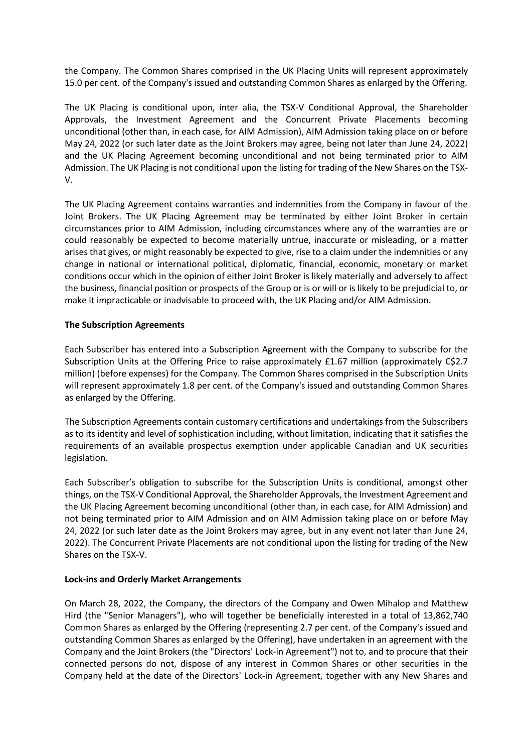the Company. The Common Shares comprised in the UK Placing Units will represent approximately 15.0 per cent. of the Company's issued and outstanding Common Shares as enlarged by the Offering.

The UK Placing is conditional upon, inter alia, the TSX-V Conditional Approval, the Shareholder Approvals, the Investment Agreement and the Concurrent Private Placements becoming unconditional (other than, in each case, for AIM Admission), AIM Admission taking place on or before May 24, 2022 (or such later date as the Joint Brokers may agree, being not later than June 24, 2022) and the UK Placing Agreement becoming unconditional and not being terminated prior to AIM Admission. The UK Placing is not conditional upon the listing for trading of the New Shares on the TSX-V.

The UK Placing Agreement contains warranties and indemnities from the Company in favour of the Joint Brokers. The UK Placing Agreement may be terminated by either Joint Broker in certain circumstances prior to AIM Admission, including circumstances where any of the warranties are or could reasonably be expected to become materially untrue, inaccurate or misleading, or a matter arises that gives, or might reasonably be expected to give, rise to a claim under the indemnities or any change in national or international political, diplomatic, financial, economic, monetary or market conditions occur which in the opinion of either Joint Broker is likely materially and adversely to affect the business, financial position or prospects of the Group or is or will or is likely to be prejudicial to, or make it impracticable or inadvisable to proceed with, the UK Placing and/or AIM Admission.

**The Subscription Agreements**

Each Subscriber has entered into a Subscription Agreement with the Company to subscribe for the Subscription Units at the Offering Price to raise approximately £1.67 million (approximately C$2.7 million) (before expenses) for the Company. The Common Shares comprised in the Subscription Units will represent approximately 1.8 per cent. of the Company's issued and outstanding Common Shares as enlarged by the Offering.

The Subscription Agreements contain customary certifications and undertakings from the Subscribers as to its identity and level of sophistication including, without limitation, indicating that it satisfies the requirements of an available prospectus exemption under applicable Canadian and UK securities legislation.

Each Subscriber's obligation to subscribe for the Subscription Units is conditional, amongst other things, on the TSX-V Conditional Approval, the Shareholder Approvals, the Investment Agreement and the UK Placing Agreement becoming unconditional (other than, in each case, for AIM Admission) and not being terminated prior to AIM Admission and on AIM Admission taking place on or before May 24, 2022 (or such later date as the Joint Brokers may agree, but in any event not later than June 24, 2022). The Concurrent Private Placements are not conditional upon the listing for trading of the New Shares on the TSX-V.

**Lock-ins and Orderly Market Arrangements**

On March 28, 2022, the Company, the directors of the Company and Owen Mihalop and Matthew Hird (the "Senior Managers"), who will together be beneficially interested in a total of 13,862,740 Common Shares as enlarged by the Offering (representing 2.7 per cent. of the Company's issued and outstanding Common Shares as enlarged by the Offering), have undertaken in an agreement with the Company and the Joint Brokers (the "Directors' Lock-in Agreement") not to, and to procure that their connected persons do not, dispose of any interest in Common Shares or other securities in the Company held at the date of the Directors' Lock-in Agreement, together with any New Shares and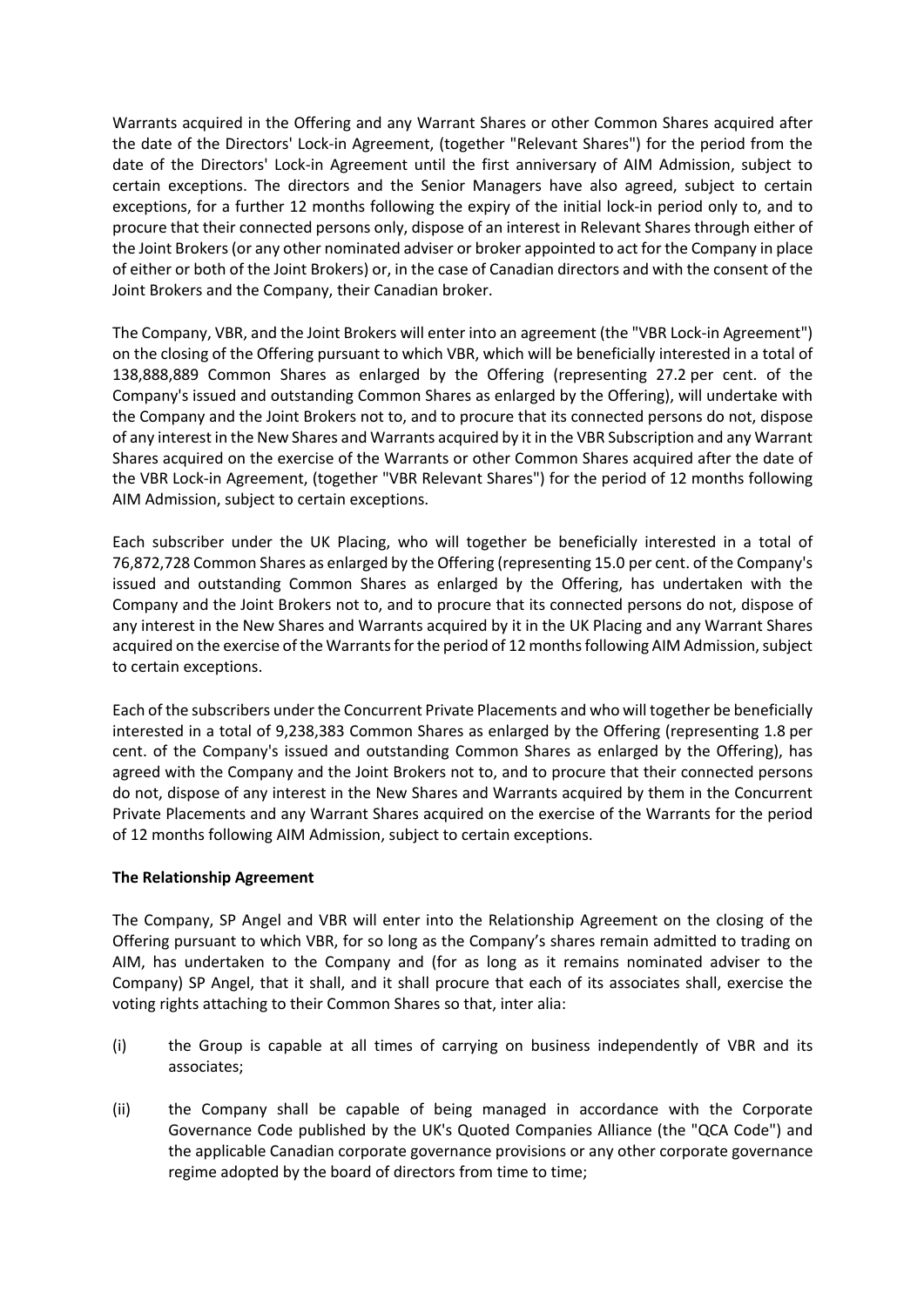Warrants acquired in the Offering and any Warrant Shares or other Common Shares acquired after the date of the Directors' Lock-in Agreement, (together "Relevant Shares") for the period from the date of the Directors' Lock-in Agreement until the first anniversary of AIM Admission, subject to certain exceptions. The directors and the Senior Managers have also agreed, subject to certain exceptions, for a further 12 months following the expiry of the initial lock-in period only to, and to procure that their connected persons only, dispose of an interest in Relevant Shares through either of the Joint Brokers (or any other nominated adviser or broker appointed to act for the Company in place of either or both of the Joint Brokers) or, in the case of Canadian directors and with the consent of the Joint Brokers and the Company, their Canadian broker.

The Company, VBR, and the Joint Brokers will enter into an agreement (the "VBR Lock-in Agreement") on the closing of the Offering pursuant to which VBR, which will be beneficially interested in a total of 138,888,889 Common Shares as enlarged by the Offering (representing 27.2 per cent. of the Company's issued and outstanding Common Shares as enlarged by the Offering), will undertake with the Company and the Joint Brokers not to, and to procure that its connected persons do not, dispose of any interest in the New Shares and Warrants acquired by it in the VBR Subscription and any Warrant Shares acquired on the exercise of the Warrants or other Common Shares acquired after the date of the VBR Lock-in Agreement, (together "VBR Relevant Shares") for the period of 12 months following AIM Admission, subject to certain exceptions.

Each subscriber under the UK Placing, who will together be beneficially interested in a total of 76,872,728 Common Shares as enlarged by the Offering (representing 15.0 per cent. of the Company's issued and outstanding Common Shares as enlarged by the Offering, has undertaken with the Company and the Joint Brokers not to, and to procure that its connected persons do not, dispose of any interest in the New Shares and Warrants acquired by it in the UK Placing and any Warrant Shares acquired on the exercise of the Warrants for the period of 12 months following AIM Admission, subject to certain exceptions.

Each of the subscribers under the Concurrent Private Placements and who will together be beneficially interested in a total of 9,238,383 Common Shares as enlarged by the Offering (representing 1.8 per cent. of the Company's issued and outstanding Common Shares as enlarged by the Offering), has agreed with the Company and the Joint Brokers not to, and to procure that their connected persons do not, dispose of any interest in the New Shares and Warrants acquired by them in the Concurrent Private Placements and any Warrant Shares acquired on the exercise of the Warrants for the period of 12 months following AIM Admission, subject to certain exceptions.

**The Relationship Agreement**

The Company, SP Angel and VBR will enter into the Relationship Agreement on the closing of the Offering pursuant to which VBR, for so long as the Company's shares remain admitted to trading on AIM, has undertaken to the Company and (for as long as it remains nominated adviser to the Company) SP Angel, that it shall, and it shall procure that each of its associates shall, exercise the voting rights attaching to their Common Shares so that, inter alia:

(i) the Group is capable at all times of carrying on business independently of VBR and its associates;

(ii) the Company shall be capable of being managed in accordance with the Corporate Governance Code published by the UK's Quoted Companies Alliance (the "QCA Code") and the applicable Canadian corporate governance provisions or any other corporate governance regime adopted by the board of directors from time to time;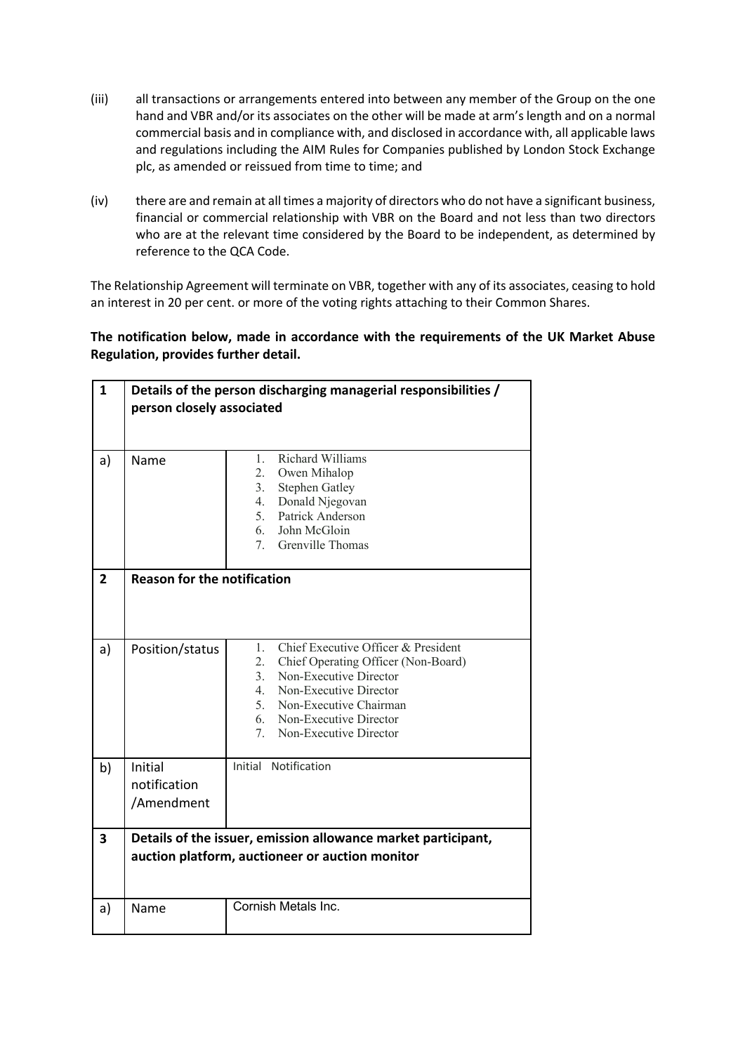(iii) all transactions or arrangements entered into between any member of the Group on the one hand and VBR and/or its associates on the other will be made at arm's length and on a normal commercial basis and in compliance with, and disclosed in accordance with, all applicable laws and regulations including the AIM Rules for Companies published by London Stock Exchange plc, as amended or reissued from time to time; and

(iv) there are and remain at all times a majority of directors who do not have a significant business, financial or commercial relationship with VBR on the Board and not less than two directors who are at the relevant time considered by the Board to be independent, as determined by reference to the QCA Code.

The Relationship Agreement will terminate on VBR, together with any of its associates, ceasing to hold an interest in 20 per cent. or more of the voting rights attaching to their Common Shares.

**The notification below, made in accordance with the requirements of the UK Market Abuse Regulation, provides further detail.**

| **1** | **Details of the person discharging managerial responsibilities / person closely associated** | |
|---|---|---|
| a) | Name | 1. Richard Williams<br>2. Owen Mihalop<br>3. Stephen Gatley<br>4. Donald Njegovan<br>5. Patrick Anderson<br>6. John McGloin<br>7. Grenville Thomas |
| **2** | **Reason for the notification** | |
| a) | Position/status | 1. Chief Executive Officer & President<br>2. Chief Operating Officer (Non-Board)<br>3. Non-Executive Director<br>4. Non-Executive Director<br>5. Non-Executive Chairman<br>6. Non-Executive Director<br>7. Non-Executive Director |
| b) | Initial notification /Amendment | Initial Notification |
| **3** | **Details of the issuer, emission allowance market participant, auction platform, auctioneer or auction monitor** | |
| a) | Name | Cornish Metals Inc. |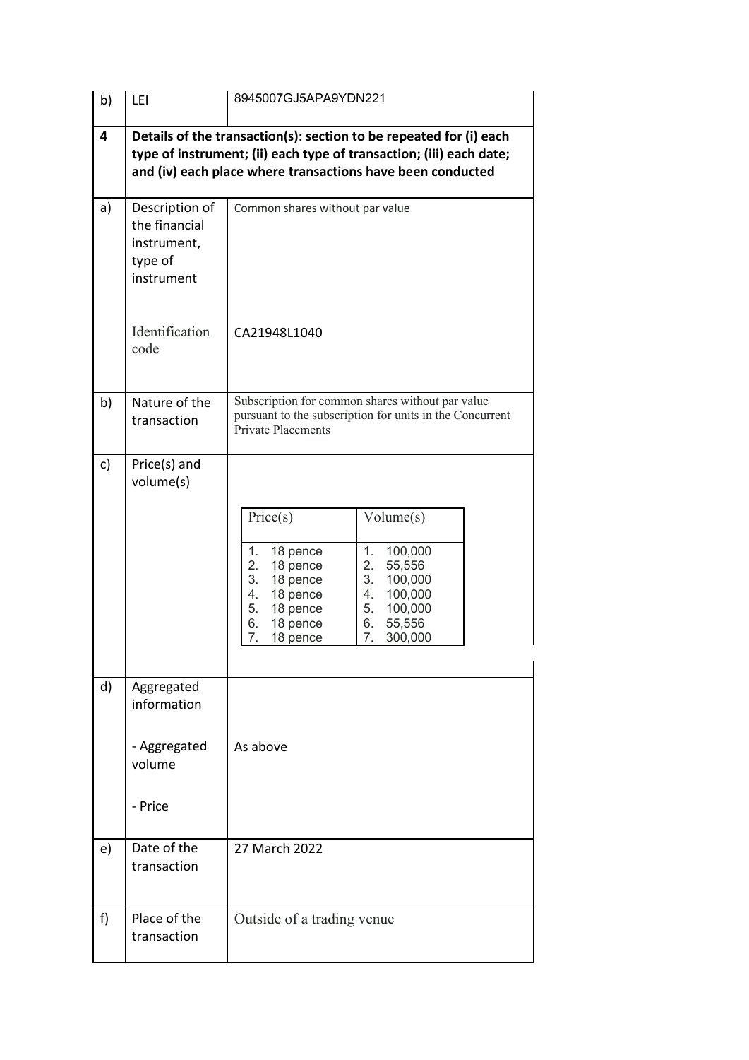| | | |
|---|---|---|
| b) | LEI | 8945007GJ5APA9YDN221 |
| **4** | **Details of the transaction(s): section to be repeated for (i) each type of instrument; (ii) each type of transaction; (iii) each date; and (iv) each place where transactions have been conducted** | |
| a) | Description of the financial instrument, type of instrument<br><br>Identification code | Common shares without par value<br><br>CA21948L1040 |
| b) | Nature of the transaction | Subscription for common shares without par value pursuant to the subscription for units in the Concurrent Private Placements |
| c) | Price(s) and volume(s) | **Price(s) / Volume(s)**<br>1. 18 pence / 1. 100,000<br>2. 18 pence / 2. 55,556<br>3. 18 pence / 3. 100,000<br>4. 18 pence / 4. 100,000<br>5. 18 pence / 5. 100,000<br>6. 18 pence / 6. 55,556<br>7. 18 pence / 7. 300,000 |
| d) | Aggregated information<br><br>- Aggregated volume<br><br>- Price | As above |
| e) | Date of the transaction | 27 March 2022 |
| f) | Place of the transaction | Outside of a trading venue |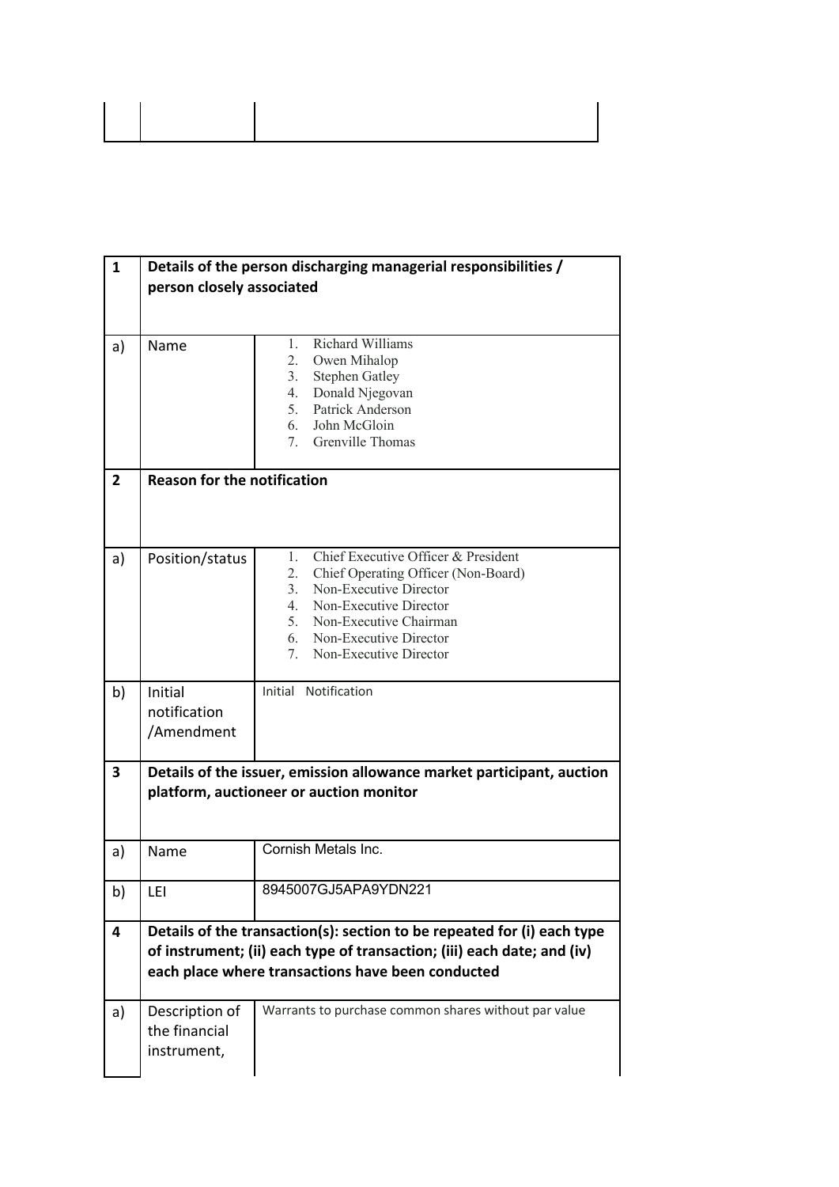| | | |
|---|---|---|
| | | |

| | | |
|---|---|---|
| **1** | **Details of the person discharging managerial responsibilities / person closely associated** | |
| a) | Name | 1. Richard Williams<br>2. Owen Mihalop<br>3. Stephen Gatley<br>4. Donald Njegovan<br>5. Patrick Anderson<br>6. John McGloin<br>7. Grenville Thomas |
| **2** | **Reason for the notification** | |
| a) | Position/status | 1. Chief Executive Officer & President<br>2. Chief Operating Officer (Non-Board)<br>3. Non-Executive Director<br>4. Non-Executive Director<br>5. Non-Executive Chairman<br>6. Non-Executive Director<br>7. Non-Executive Director |
| b) | Initial notification /Amendment | Initial Notification |
| **3** | **Details of the issuer, emission allowance market participant, auction platform, auctioneer or auction monitor** | |
| a) | Name | Cornish Metals Inc. |
| b) | LEI | 8945007GJ5APA9YDN221 |
| **4** | **Details of the transaction(s): section to be repeated for (i) each type of instrument; (ii) each type of transaction; (iii) each date; and (iv) each place where transactions have been conducted** | |
| a) | Description of the financial instrument, | Warrants to purchase common shares without par value |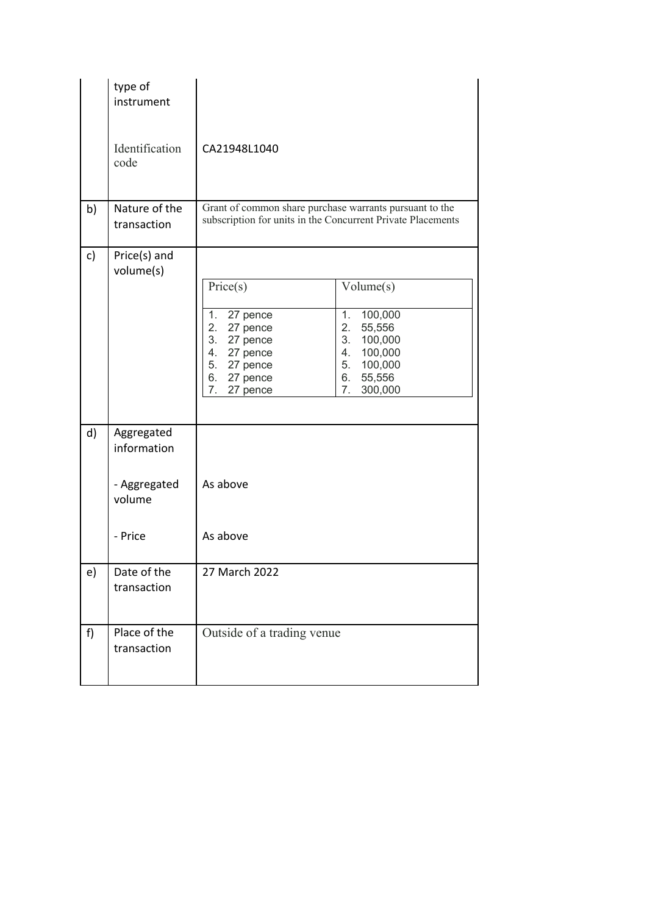| | | |
|---|---|---|
| | type of instrument<br><br>Identification code | CA21948L1040 |
| b) | Nature of the transaction | Grant of common share purchase warrants pursuant to the subscription for units in the Concurrent Private Placements |
| c) | Price(s) and volume(s) | Price(s): 1. 27 pence 2. 27 pence 3. 27 pence 4. 27 pence 5. 27 pence 6. 27 pence 7. 27 pence<br>Volume(s): 1. 100,000 2. 55,556 3. 100,000 4. 100,000 5. 100,000 6. 55,556 7. 300,000 |
| d) | Aggregated information<br><br>- Aggregated volume<br><br>- Price | <br><br>As above<br><br>As above |
| e) | Date of the transaction | 27 March 2022 |
| f) | Place of the transaction | Outside of a trading venue |

| Price(s) | Volume(s) |
|---|---|
| 1. 27 pence | 1. 100,000 |
| 2. 27 pence | 2. 55,556 |
| 3. 27 pence | 3. 100,000 |
| 4. 27 pence | 4. 100,000 |
| 5. 27 pence | 5. 100,000 |
| 6. 27 pence | 6. 55,556 |
| 7. 27 pence | 7. 300,000 |